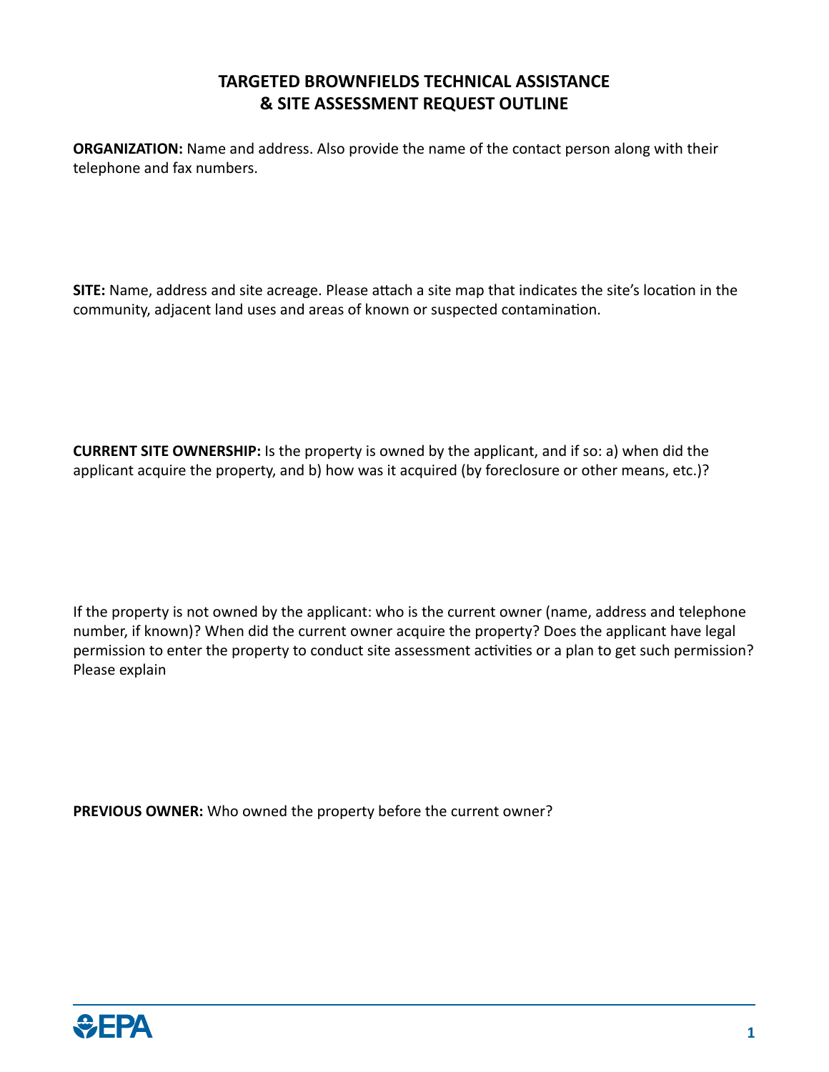# TARGETED BROWNFIELDS TECHNICAL ASSISTANCE & SITE ASSESSMENT REQUEST OUTLINE

**ORGANIZATION:** Name and address. Also provide the name of the contact person along with their telephone and fax numbers.

**SITE:** Name, address and site acreage. Please attach a site map that indicates the site's location in the community, adjacent land uses and areas of known or suspected contamination.

**CURRENT SITE OWNERSHIP:** Is the property is owned by the applicant, and if so: a) when did the applicant acquire the property, and b) how was it acquired (by foreclosure or other means, etc.)?

If the property is not owned by the applicant: who is the current owner (name, address and telephone number, if known)? When did the current owner acquire the property? Does the applicant have legal permission to enter the property to conduct site assessment activities or a plan to get such permission? Please explain

**PREVIOUS OWNER:** Who owned the property before the current owner?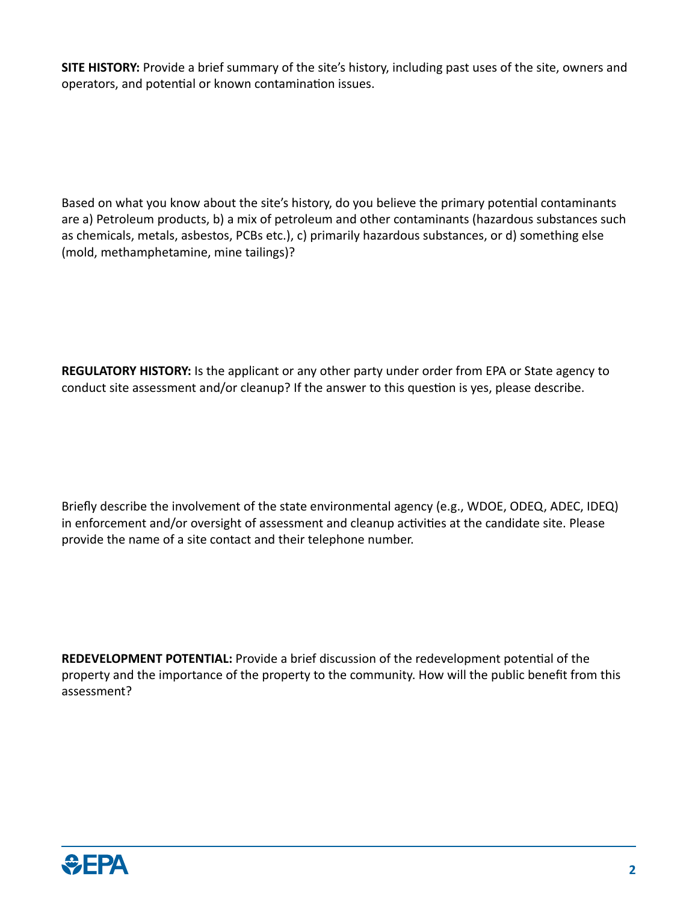**SITE HISTORY:** Provide a brief summary of the site's history, including past uses of the site, owners and operators, and potential or known contamination issues.

Based on what you know about the site's history, do you believe the primary potential contaminants are a) Petroleum products, b) a mix of petroleum and other contaminants (hazardous substances such as chemicals, metals, asbestos, PCBs etc.), c) primarily hazardous substances, or d) something else (mold, methamphetamine, mine tailings)?

**REGULATORY HISTORY:** Is the applicant or any other party under order from EPA or State agency to conduct site assessment and/or cleanup? If the answer to this question is yes, please describe.

Briefly describe the involvement of the state environmental agency (e.g., WDOE, ODEQ, ADEC, IDEQ) in enforcement and/or oversight of assessment and cleanup activities at the candidate site. Please provide the name of a site contact and their telephone number.

**REDEVELOPMENT POTENTIAL:** Provide a brief discussion of the redevelopment potential of the property and the importance of the property to the community. How will the public benefit from this assessment?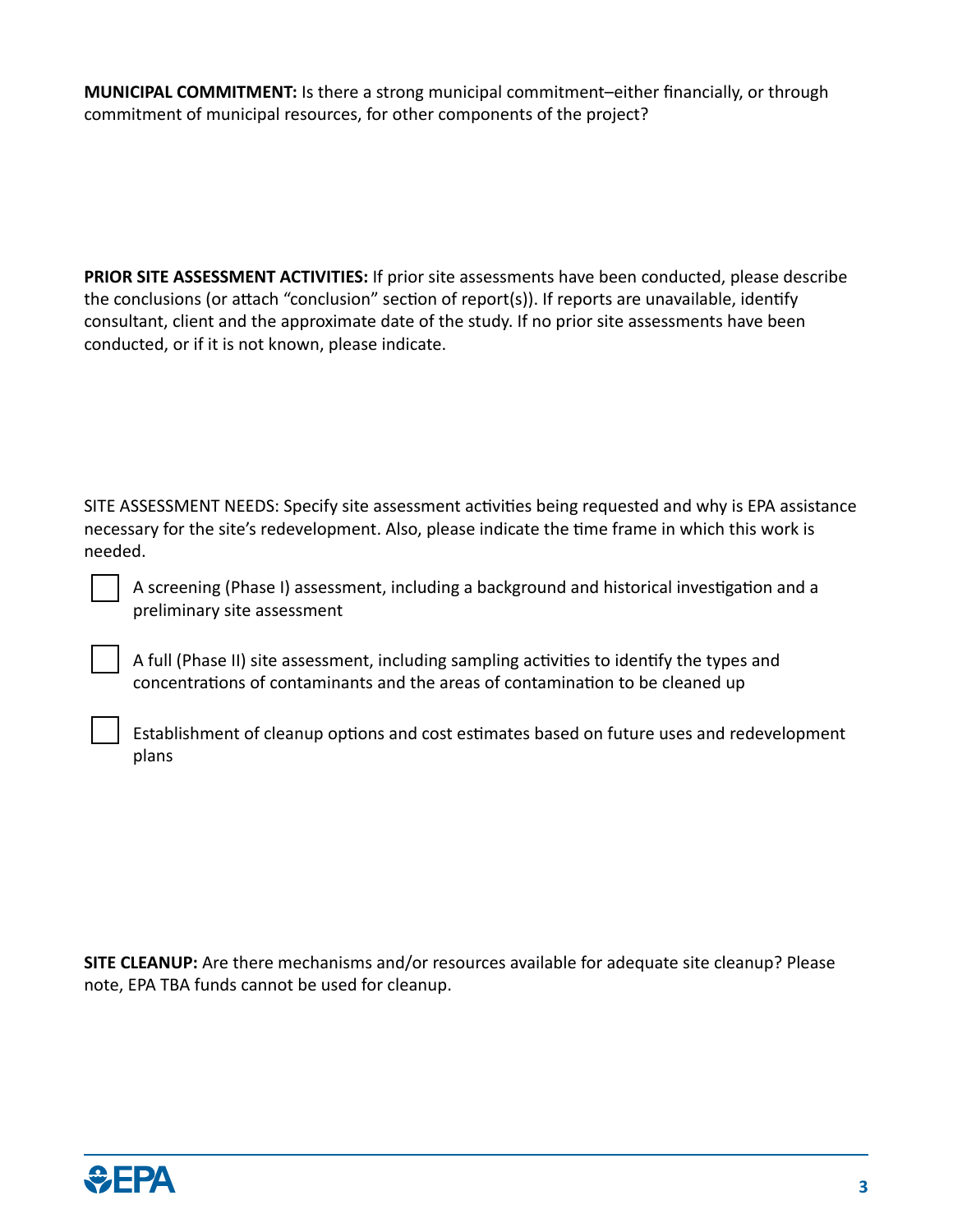**MUNICIPAL COMMITMENT:** Is there a strong municipal commitment–either financially, or through commitment of municipal resources, for other components of the project?

**PRIOR SITE ASSESSMENT ACTIVITIES:** If prior site assessments have been conducted, please describe the conclusions (or attach “conclusion” section of report(s)). If reports are unavailable, identify consultant, client and the approximate date of the study. If no prior site assessments have been conducted, or if it is not known, please indicate.

SITE ASSESSMENT NEEDS: Specify site assessment activities being requested and why is EPA assistance necessary for the site’s redevelopment. Also, please indicate the time frame in which this work is needed.

- [ ] A screening (Phase I) assessment, including a background and historical investigation and a preliminary site assessment
- [ ] A full (Phase II) site assessment, including sampling activities to identify the types and concentrations of contaminants and the areas of contamination to be cleaned up
- [ ] Establishment of cleanup options and cost estimates based on future uses and redevelopment plans

**SITE CLEANUP:** Are there mechanisms and/or resources available for adequate site cleanup? Please note, EPA TBA funds cannot be used for cleanup.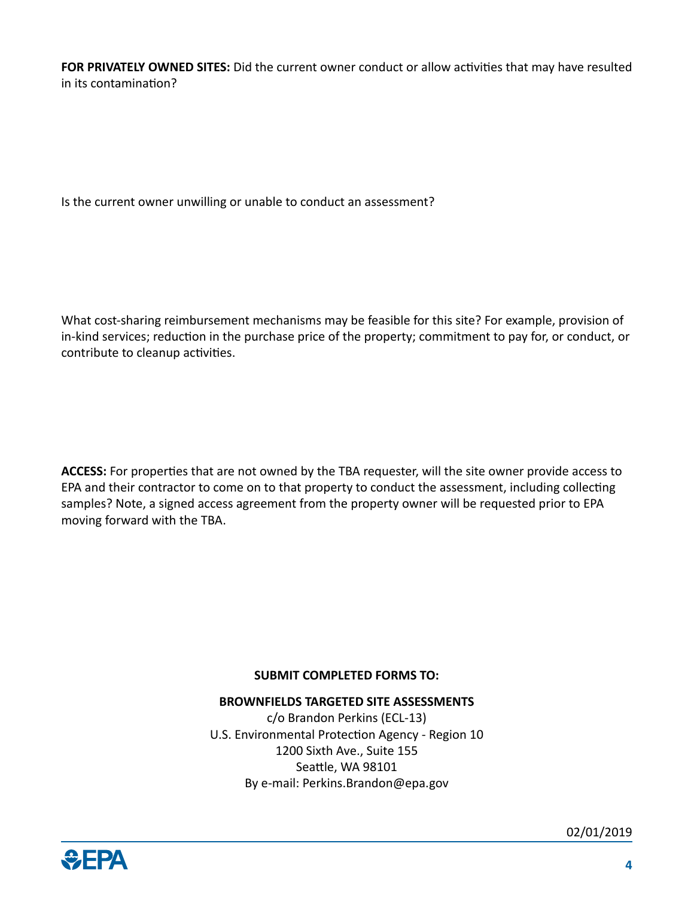**FOR PRIVATELY OWNED SITES:** Did the current owner conduct or allow activities that may have resulted in its contamination?

Is the current owner unwilling or unable to conduct an assessment?

What cost-sharing reimbursement mechanisms may be feasible for this site? For example, provision of in-kind services; reduction in the purchase price of the property; commitment to pay for, or conduct, or contribute to cleanup activities.

**ACCESS:** For properties that are not owned by the TBA requester, will the site owner provide access to EPA and their contractor to come on to that property to conduct the assessment, including collecting samples? Note, a signed access agreement from the property owner will be requested prior to EPA moving forward with the TBA.

**SUBMIT COMPLETED FORMS TO:**

**BROWNFIELDS TARGETED SITE ASSESSMENTS**
c/o Brandon Perkins (ECL-13)
U.S. Environmental Protection Agency - Region 10
1200 Sixth Ave., Suite 155
Seattle, WA 98101
By e-mail: Perkins.Brandon@epa.gov

02/01/2019